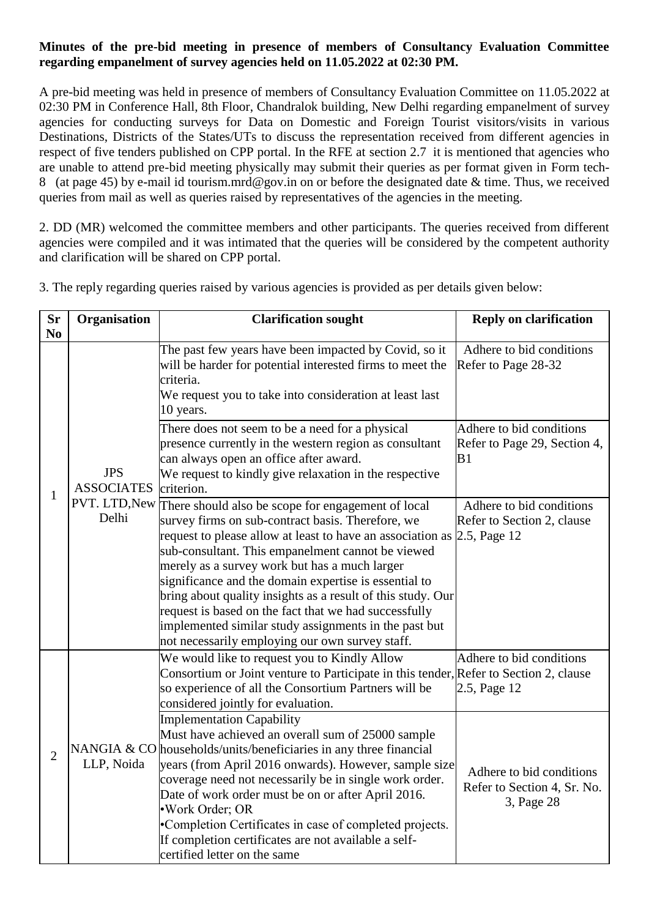**Minutes of the pre-bid meeting in presence of members of Consultancy Evaluation Committee regarding empanelment of survey agencies held on 11.05.2022 at 02:30 PM.**

A pre-bid meeting was held in presence of members of Consultancy Evaluation Committee on 11.05.2022 at 02:30 PM in Conference Hall, 8th Floor, Chandralok building, New Delhi regarding empanelment of survey agencies for conducting surveys for Data on Domestic and Foreign Tourist visitors/visits in various Destinations, Districts of the States/UTs to discuss the representation received from different agencies in respect of five tenders published on CPP portal. In the RFE at section 2.7 it is mentioned that agencies who are unable to attend pre-bid meeting physically may submit their queries as per format given in Form tech-8 (at page 45) by e-mail id tourism.mrd@gov.in on or before the designated date & time. Thus, we received queries from mail as well as queries raised by representatives of the agencies in the meeting.

2. DD (MR) welcomed the committee members and other participants. The queries received from different agencies were compiled and it was intimated that the queries will be considered by the competent authority and clarification will be shared on CPP portal.

3. The reply regarding queries raised by various agencies is provided as per details given below:

| Sr No | Organisation | Clarification sought | Reply on clarification |
|---|---|---|---|
| 1 | JPS ASSOCIATES PVT. LTD,New Delhi | The past few years have been impacted by Covid, so it will be harder for potential interested firms to meet the criteria.<br>We request you to take into consideration at least last 10 years. | Adhere to bid conditions Refer to Page 28-32 |
| | | There does not seem to be a need for a physical presence currently in the western region as consultant can always open an office after award.<br>We request to kindly give relaxation in the respective criterion. | Adhere to bid conditions Refer to Page 29, Section 4, B1 |
| | | There should also be scope for engagement of local survey firms on sub-contract basis. Therefore, we request to please allow at least to have an association as sub-consultant. This empanelment cannot be viewed merely as a survey work but has a much larger significance and the domain expertise is essential to bring about quality insights as a result of this study. Our request is based on the fact that we had successfully implemented similar study assignments in the past but not necessarily employing our own survey staff. | Adhere to bid conditions Refer to Section 2, clause 2.5, Page 12 |
| 2 | NANGIA & CO LLP, Noida | We would like to request you to Kindly Allow Consortium or Joint venture to Participate in this tender, so experience of all the Consortium Partners will be considered jointly for evaluation. | Adhere to bid conditions Refer to Section 2, clause 2.5, Page 12 |
| | | Implementation Capability<br>Must have achieved an overall sum of 25000 sample households/units/beneficiaries in any three financial years (from April 2016 onwards). However, sample size coverage need not necessarily be in single work order. Date of work order must be on or after April 2016.<br>•Work Order; OR<br>•Completion Certificates in case of completed projects. If completion certificates are not available a self-certified letter on the same | Adhere to bid conditions Refer to Section 4, Sr. No. 3, Page 28 |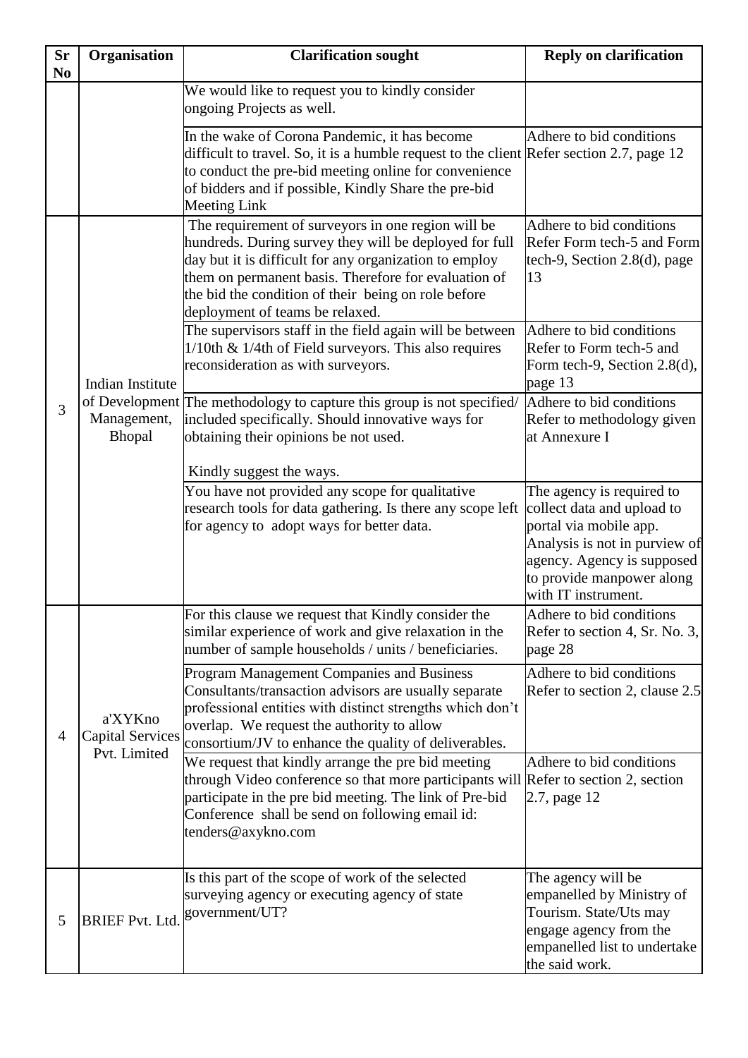| Sr No | Organisation | Clarification sought | Reply on clarification |
|---|---|---|---|
| | | We would like to request you to kindly consider ongoing Projects as well. | |
| | | In the wake of Corona Pandemic, it has become difficult to travel. So, it is a humble request to the client to conduct the pre-bid meeting online for convenience of bidders and if possible, Kindly Share the pre-bid Meeting Link | Adhere to bid conditions Refer section 2.7, page 12 |
| 3 | Indian Institute of Development Management, Bhopal | The requirement of surveyors in one region will be hundreds. During survey they will be deployed for full day but it is difficult for any organization to employ them on permanent basis. Therefore for evaluation of the bid the condition of their being on role before deployment of teams be relaxed. | Adhere to bid conditions Refer Form tech-5 and Form tech-9, Section 2.8(d), page 13 |
| | | The supervisors staff in the field again will be between 1/10th & 1/4th of Field surveyors. This also requires reconsideration as with surveyors. | Adhere to bid conditions Refer to Form tech-5 and Form tech-9, Section 2.8(d), page 13 |
| | | The methodology to capture this group is not specified/ included specifically. Should innovative ways for obtaining their opinions be not used.<br><br>Kindly suggest the ways. | Adhere to bid conditions Refer to methodology given at Annexure I |
| | | You have not provided any scope for qualitative research tools for data gathering. Is there any scope left for agency to adopt ways for better data. | The agency is required to collect data and upload to portal via mobile app. Analysis is not in purview of agency. Agency is supposed to provide manpower along with IT instrument. |
| 4 | a'XYKno Capital Services Pvt. Limited | For this clause we request that Kindly consider the similar experience of work and give relaxation in the number of sample households / units / beneficiaries. | Adhere to bid conditions Refer to section 4, Sr. No. 3, page 28 |
| | | Program Management Companies and Business Consultants/transaction advisors are usually separate professional entities with distinct strengths which don't overlap. We request the authority to allow consortium/JV to enhance the quality of deliverables. | Adhere to bid conditions Refer to section 2, clause 2.5 |
| | | We request that kindly arrange the pre bid meeting through Video conference so that more participants will participate in the pre bid meeting. The link of Pre-bid Conference shall be send on following email id: tenders@axykno.com | Adhere to bid conditions Refer to section 2, section 2.7, page 12 |
| 5 | BRIEF Pvt. Ltd. | Is this part of the scope of work of the selected surveying agency or executing agency of state government/UT? | The agency will be empanelled by Ministry of Tourism. State/Uts may engage agency from the empanelled list to undertake the said work. |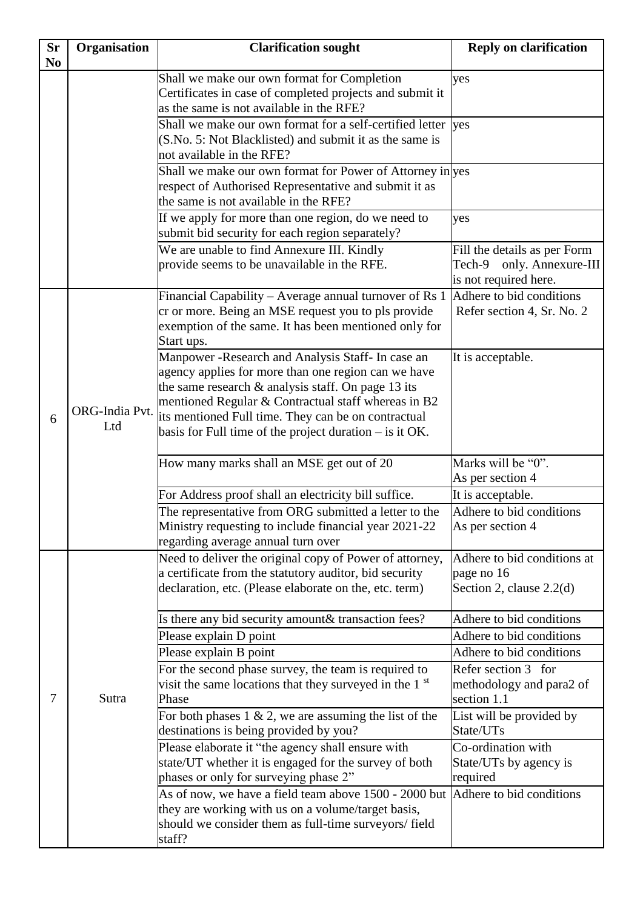| Sr No | Organisation | Clarification sought | Reply on clarification |
|---|---|---|---|
| | | Shall we make our own format for Completion Certificates in case of completed projects and submit it as the same is not available in the RFE? | yes |
| | | Shall we make our own format for a self-certified letter (S.No. 5: Not Blacklisted) and submit it as the same is not available in the RFE? | yes |
| | | Shall we make our own format for Power of Attorney in respect of Authorised Representative and submit it as the same is not available in the RFE? | yes |
| | | If we apply for more than one region, do we need to submit bid security for each region separately? | yes |
| | | We are unable to find Annexure III. Kindly provide seems to be unavailable in the RFE. | Fill the details as per Form Tech-9 only. Annexure-III is not required here. |
| 6 | ORG-India Pvt. Ltd | Financial Capability – Average annual turnover of Rs 1 cr or more. Being an MSE request you to pls provide exemption of the same. It has been mentioned only for Start ups. | Adhere to bid conditions Refer section 4, Sr. No. 2 |
| | | Manpower -Research and Analysis Staff- In case an agency applies for more than one region can we have the same research & analysis staff. On page 13 its mentioned Regular & Contractual staff whereas in B2 its mentioned Full time. They can be on contractual basis for Full time of the project duration – is it OK. | It is acceptable. |
| | | How many marks shall an MSE get out of 20 | Marks will be "0". As per section 4 |
| | | For Address proof shall an electricity bill suffice. | It is acceptable. |
| | | The representative from ORG submitted a letter to the Ministry requesting to include financial year 2021-22 regarding average annual turn over | Adhere to bid conditions As per section 4 |
| 7 | Sutra | Need to deliver the original copy of Power of attorney, a certificate from the statutory auditor, bid security declaration, etc. (Please elaborate on the, etc. term) | Adhere to bid conditions at page no 16 Section 2, clause 2.2(d) |
| | | Is there any bid security amount& transaction fees? | Adhere to bid conditions |
| | | Please explain D point | Adhere to bid conditions |
| | | Please explain B point | Adhere to bid conditions |
| | | For the second phase survey, the team is required to visit the same locations that they surveyed in the 1st Phase | Refer section 3 for methodology and para2 of section 1.1 |
| | | For both phases 1 & 2, we are assuming the list of the destinations is being provided by you? | List will be provided by State/UTs |
| | | Please elaborate it "the agency shall ensure with state/UT whether it is engaged for the survey of both phases or only for surveying phase 2" | Co-ordination with State/UTs by agency is required |
| | | As of now, we have a field team above 1500 - 2000 but they are working with us on a volume/target basis, should we consider them as full-time surveyors/ field staff? | Adhere to bid conditions |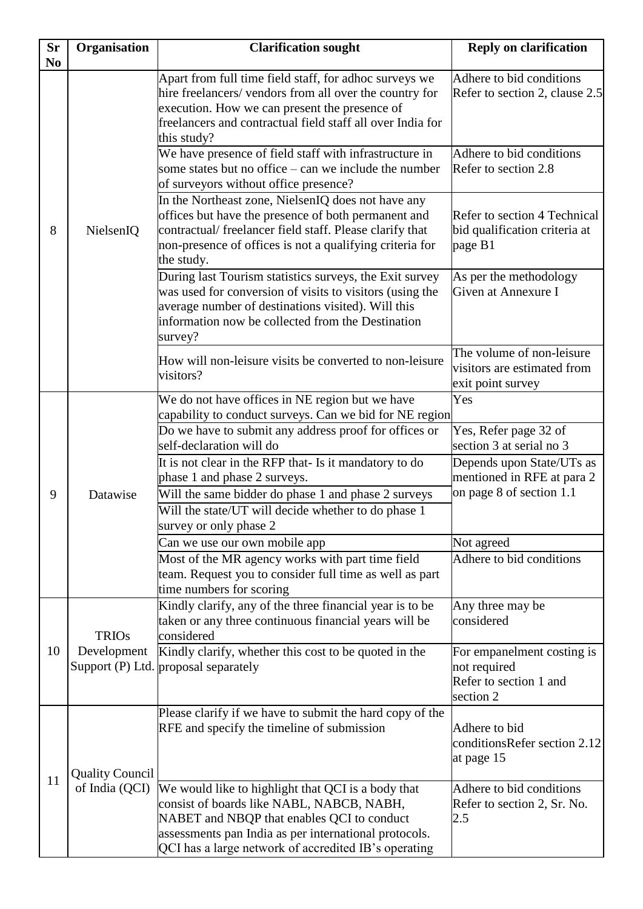| Sr No | Organisation | Clarification sought | Reply on clarification |
|---|---|---|---|
| 8 | NielsenIQ | Apart from full time field staff, for adhoc surveys we hire freelancers/ vendors from all over the country for execution. How we can present the presence of freelancers and contractual field staff all over India for this study? | Adhere to bid conditions Refer to section 2, clause 2.5 |
| | | We have presence of field staff with infrastructure in some states but no office – can we include the number of surveyors without office presence? | Adhere to bid conditions Refer to section 2.8 |
| | | In the Northeast zone, NielsenIQ does not have any offices but have the presence of both permanent and contractual/ freelancer field staff. Please clarify that non-presence of offices is not a qualifying criteria for the study. | Refer to section 4 Technical bid qualification criteria at page B1 |
| | | During last Tourism statistics surveys, the Exit survey was used for conversion of visits to visitors (using the average number of destinations visited). Will this information now be collected from the Destination survey? | As per the methodology Given at Annexure I |
| | | How will non-leisure visits be converted to non-leisure visitors? | The volume of non-leisure visitors are estimated from exit point survey |
| 9 | Datawise | We do not have offices in NE region but we have capability to conduct surveys. Can we bid for NE region | Yes |
| | | Do we have to submit any address proof for offices or self-declaration will do | Yes, Refer page 32 of section 3 at serial no 3 |
| | | It is not clear in the RFP that- Is it mandatory to do phase 1 and phase 2 surveys. | Depends upon State/UTs as mentioned in RFE at para 2 on page 8 of section 1.1 |
| | | Will the same bidder do phase 1 and phase 2 surveys | |
| | | Will the state/UT will decide whether to do phase 1 survey or only phase 2 | |
| | | Can we use our own mobile app | Not agreed |
| | | Most of the MR agency works with part time field team. Request you to consider full time as well as part time numbers for scoring | Adhere to bid conditions |
| 10 | TRIOs Development Support (P) Ltd. | Kindly clarify, any of the three financial year is to be taken or any three continuous financial years will be considered | Any three may be considered |
| | | Kindly clarify, whether this cost to be quoted in the proposal separately | For empanelment costing is not required Refer to section 1 and section 2 |
| 11 | Quality Council of India (QCI) | Please clarify if we have to submit the hard copy of the RFE and specify the timeline of submission | Adhere to bid conditionsRefer section 2.12 at page 15 |
| | | We would like to highlight that QCI is a body that consist of boards like NABL, NABCB, NABH, NABET and NBQP that enables QCI to conduct assessments pan India as per international protocols. QCI has a large network of accredited IB's operating | Adhere to bid conditions Refer to section 2, Sr. No. 2.5 |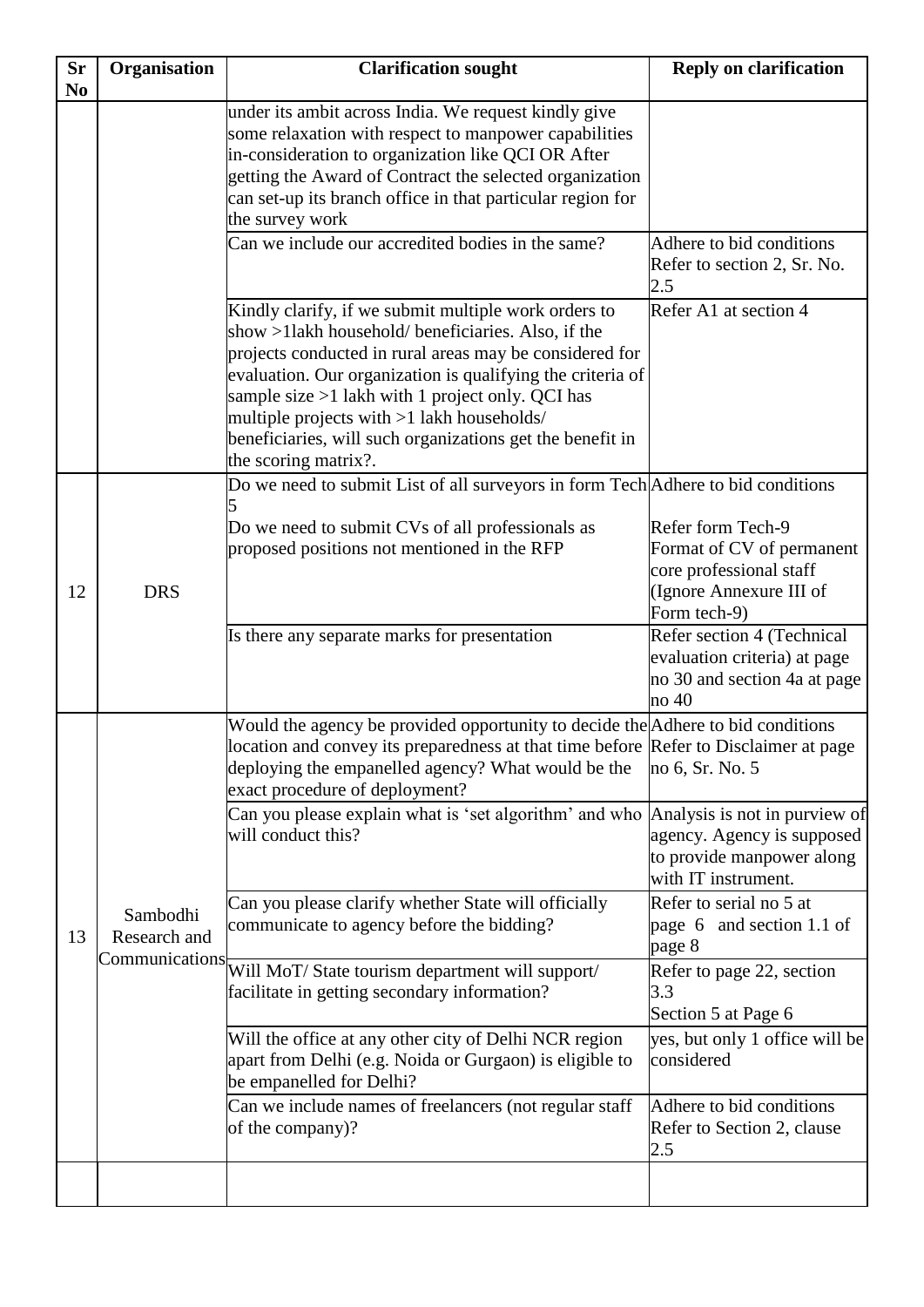| Sr No | Organisation | Clarification sought | Reply on clarification |
|---|---|---|---|
| | | under its ambit across India. We request kindly give some relaxation with respect to manpower capabilities in-consideration to organization like QCI OR After getting the Award of Contract the selected organization can set-up its branch office in that particular region for the survey work | |
| | | Can we include our accredited bodies in the same? | Adhere to bid conditions Refer to section 2, Sr. No. 2.5 |
| | | Kindly clarify, if we submit multiple work orders to show >1lakh household/ beneficiaries. Also, if the projects conducted in rural areas may be considered for evaluation. Our organization is qualifying the criteria of sample size >1 lakh with 1 project only. QCI has multiple projects with >1 lakh households/ beneficiaries, will such organizations get the benefit in the scoring matrix?. | Refer A1 at section 4 |
| 12 | DRS | Do we need to submit List of all surveyors in form Tech 5 | Adhere to bid conditions |
| | | Do we need to submit CVs of all professionals as proposed positions not mentioned in the RFP | Refer form Tech-9 Format of CV of permanent core professional staff (Ignore Annexure III of Form tech-9) |
| | | Is there any separate marks for presentation | Refer section 4 (Technical evaluation criteria) at page no 30 and section 4a at page no 40 |
| 13 | Sambodhi Research and Communications | Would the agency be provided opportunity to decide the location and convey its preparedness at that time before deploying the empanelled agency? What would be the exact procedure of deployment? | Adhere to bid conditions Refer to Disclaimer at page no 6, Sr. No. 5 |
| | | Can you please explain what is 'set algorithm' and who will conduct this? | Analysis is not in purview of agency. Agency is supposed to provide manpower along with IT instrument. |
| | | Can you please clarify whether State will officially communicate to agency before the bidding? | Refer to serial no 5 at page 6 and section 1.1 of page 8 |
| | | Will MoT/ State tourism department will support/ facilitate in getting secondary information? | Refer to page 22, section 3.3 Section 5 at Page 6 |
| | | Will the office at any other city of Delhi NCR region apart from Delhi (e.g. Noida or Gurgaon) is eligible to be empanelled for Delhi? | yes, but only 1 office will be considered |
| | | Can we include names of freelancers (not regular staff of the company)? | Adhere to bid conditions Refer to Section 2, clause 2.5 |
| | | | |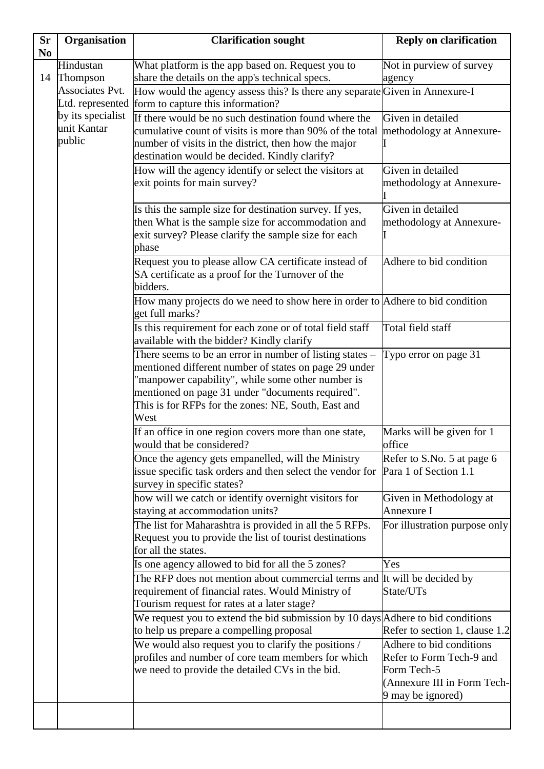| Sr No | Organisation | Clarification sought | Reply on clarification |
|---|---|---|---|
| 14 | Hindustan Thompson Associates Pvt. Ltd. represented by its specialist unit Kantar public | What platform is the app based on. Request you to share the details on the app's technical specs. | Not in purview of survey agency |
| | | How would the agency assess this? Is there any separate form to capture this information? | Given in Annexure-I |
| | | If there would be no such destination found where the cumulative count of visits is more than 90% of the total number of visits in the district, then how the major destination would be decided. Kindly clarify? | Given in detailed methodology at Annexure-I |
| | | How will the agency identify or select the visitors at exit points for main survey? | Given in detailed methodology at Annexure-I |
| | | Is this the sample size for destination survey. If yes, then What is the sample size for accommodation and exit survey? Please clarify the sample size for each phase | Given in detailed methodology at Annexure-I |
| | | Request you to please allow CA certificate instead of SA certificate as a proof for the Turnover of the bidders. | Adhere to bid condition |
| | | How many projects do we need to show here in order to get full marks? | Adhere to bid condition |
| | | Is this requirement for each zone or of total field staff available with the bidder? Kindly clarify | Total field staff |
| | | There seems to be an error in number of listing states – mentioned different number of states on page 29 under "manpower capability", while some other number is mentioned on page 31 under "documents required". This is for RFPs for the zones: NE, South, East and West | Typo error on page 31 |
| | | If an office in one region covers more than one state, would that be considered? | Marks will be given for 1 office |
| | | Once the agency gets empanelled, will the Ministry issue specific task orders and then select the vendor for survey in specific states? | Refer to S.No. 5 at page 6 Para 1 of Section 1.1 |
| | | how will we catch or identify overnight visitors for staying at accommodation units? | Given in Methodology at Annexure I |
| | | The list for Maharashtra is provided in all the 5 RFPs. Request you to provide the list of tourist destinations for all the states. | For illustration purpose only |
| | | Is one agency allowed to bid for all the 5 zones? | Yes |
| | | The RFP does not mention about commercial terms and requirement of financial rates. Would Ministry of Tourism request for rates at a later stage? | It will be decided by State/UTs |
| | | We request you to extend the bid submission by 10 days to help us prepare a compelling proposal | Adhere to bid conditions Refer to section 1, clause 1.2 |
| | | We would also request you to clarify the positions / profiles and number of core team members for which we need to provide the detailed CVs in the bid. | Adhere to bid conditions Refer to Form Tech-9 and Form Tech-5 (Annexure III in Form Tech-9 may be ignored) |
| | | | |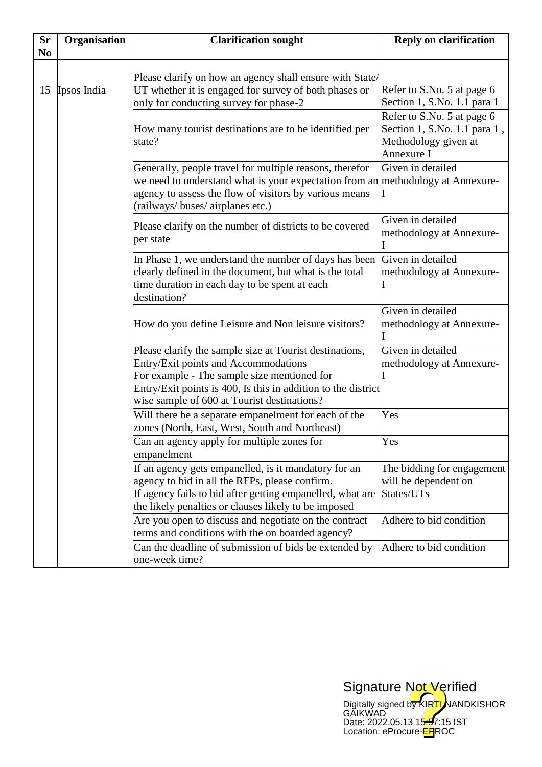| Sr No | Organisation | Clarification sought | Reply on clarification |
|---|---|---|---|
| 15 | Ipsos India | Please clarify on how an agency shall ensure with State/ UT whether it is engaged for survey of both phases or only for conducting survey for phase-2 | Refer to S.No. 5 at page 6 Section 1, S.No. 1.1 para 1 |
| | | How many tourist destinations are to be identified per state? | Refer to S.No. 5 at page 6 Section 1, S.No. 1.1 para 1 , Methodology given at Annexure I |
| | | Generally, people travel for multiple reasons, therefor we need to understand what is your expectation from an agency to assess the flow of visitors by various means (railways/ buses/ airplanes etc.) | Given in detailed methodology at Annexure-I |
| | | Please clarify on the number of districts to be covered per state | Given in detailed methodology at Annexure-I |
| | | In Phase 1, we understand the number of days has been clearly defined in the document, but what is the total time duration in each day to be spent at each destination? | Given in detailed methodology at Annexure-I |
| | | How do you define Leisure and Non leisure visitors? | Given in detailed methodology at Annexure-I |
| | | Please clarify the sample size at Tourist destinations, Entry/Exit points and Accommodations<br>For example - The sample size mentioned for Entry/Exit points is 400, Is this in addition to the district wise sample of 600 at Tourist destinations? | Given in detailed methodology at Annexure-I |
| | | Will there be a separate empanelment for each of the zones (North, East, West, South and Northeast) | Yes |
| | | Can an agency apply for multiple zones for empanelment | Yes |
| | | If an agency gets empanelled, is it mandatory for an agency to bid in all the RFPs, please confirm.<br>If agency fails to bid after getting empanelled, what are the likely penalties or clauses likely to be imposed | The bidding for engagement will be dependent on States/UTs |
| | | Are you open to discuss and negotiate on the contract terms and conditions with the on boarded agency? | Adhere to bid condition |
| | | Can the deadline of submission of bids be extended by one-week time? | Adhere to bid condition |

Signature Not Verified
Digitally signed by KIRTI NANDKISHOR GAIKWAD
Date: 2022.05.13 15:57:15 IST
Location: eProcure-EPROC